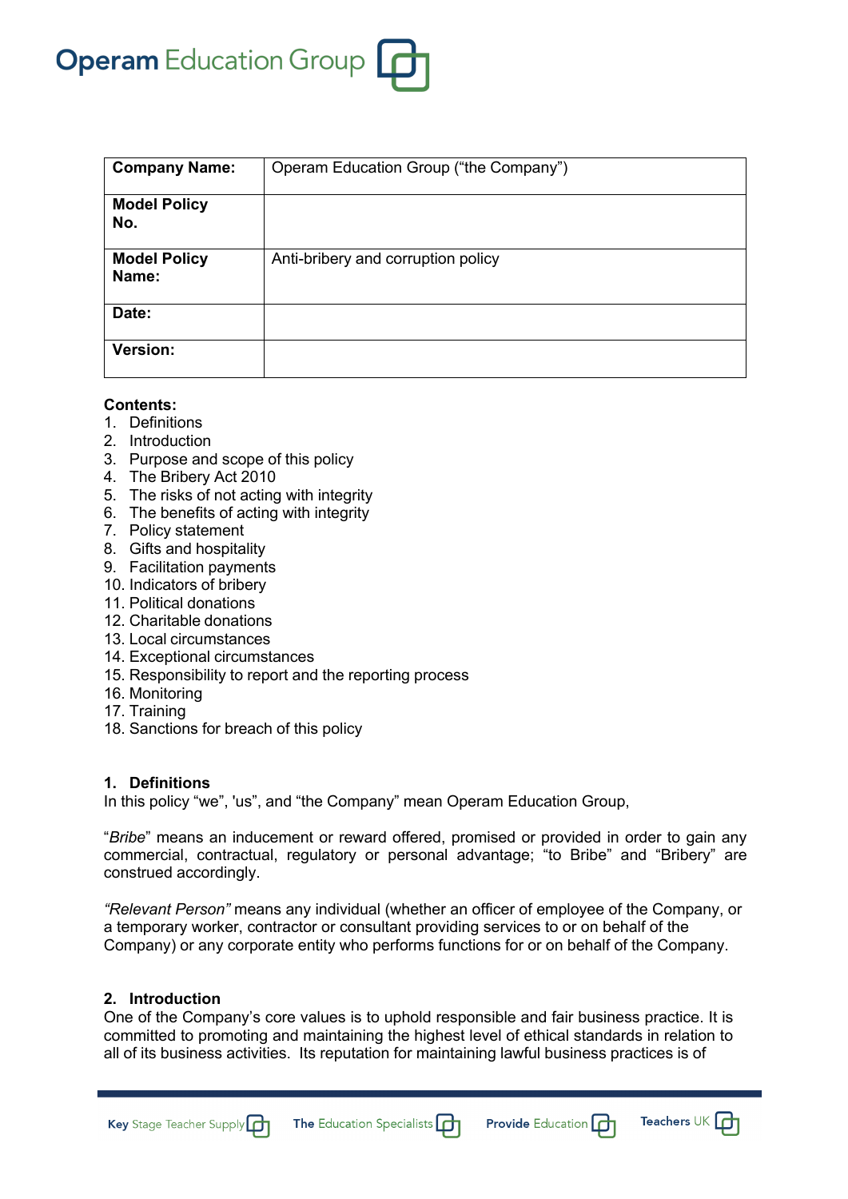Operam Education Group

| Company Name: | Operam Education Group ("the Company") |
|---|---|
| Model Policy No. | |
| Model Policy Name: | Anti-bribery and corruption policy |
| Date: | |
| Version: | |

**Contents:**

1. Definitions
2. Introduction
3. Purpose and scope of this policy
4. The Bribery Act 2010
5. The risks of not acting with integrity
6. The benefits of acting with integrity
7. Policy statement
8. Gifts and hospitality
9. Facilitation payments
10. Indicators of bribery
11. Political donations
12. Charitable donations
13. Local circumstances
14. Exceptional circumstances
15. Responsibility to report and the reporting process
16. Monitoring
17. Training
18. Sanctions for breach of this policy

## 1. Definitions

In this policy "we", 'us", and "the Company" mean Operam Education Group,

"*Bribe*" means an inducement or reward offered, promised or provided in order to gain any commercial, contractual, regulatory or personal advantage; "to Bribe" and "Bribery" are construed accordingly.

*"Relevant Person"* means any individual (whether an officer of employee of the Company, or a temporary worker, contractor or consultant providing services to or on behalf of the Company) or any corporate entity who performs functions for or on behalf of the Company.

## 2. Introduction

One of the Company's core values is to uphold responsible and fair business practice. It is committed to promoting and maintaining the highest level of ethical standards in relation to all of its business activities. Its reputation for maintaining lawful business practices is of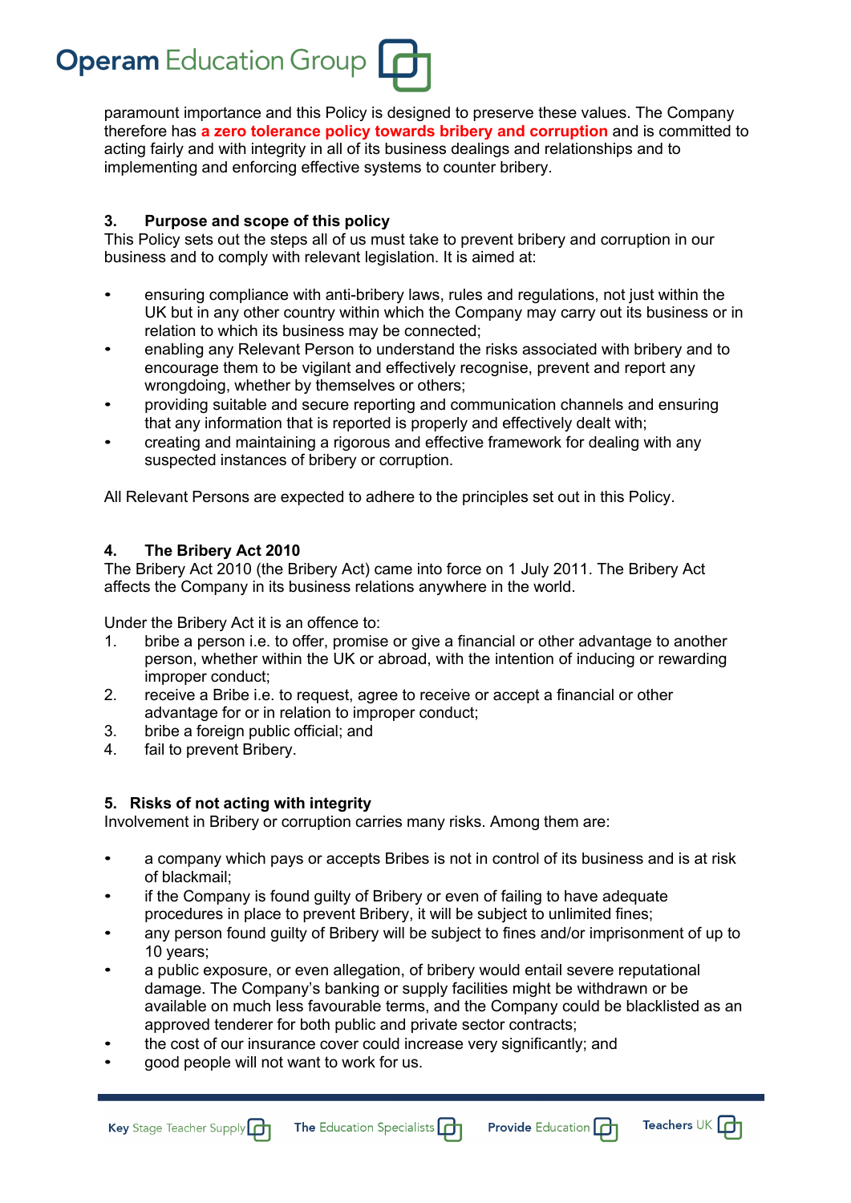paramount importance and this Policy is designed to preserve these values. The Company therefore has **a zero tolerance policy towards bribery and corruption** and is committed to acting fairly and with integrity in all of its business dealings and relationships and to implementing and enforcing effective systems to counter bribery.

## 3. Purpose and scope of this policy

This Policy sets out the steps all of us must take to prevent bribery and corruption in our business and to comply with relevant legislation. It is aimed at:

- ensuring compliance with anti-bribery laws, rules and regulations, not just within the UK but in any other country within which the Company may carry out its business or in relation to which its business may be connected;
- enabling any Relevant Person to understand the risks associated with bribery and to encourage them to be vigilant and effectively recognise, prevent and report any wrongdoing, whether by themselves or others;
- providing suitable and secure reporting and communication channels and ensuring that any information that is reported is properly and effectively dealt with;
- creating and maintaining a rigorous and effective framework for dealing with any suspected instances of bribery or corruption.

All Relevant Persons are expected to adhere to the principles set out in this Policy.

## 4. The Bribery Act 2010

The Bribery Act 2010 (the Bribery Act) came into force on 1 July 2011. The Bribery Act affects the Company in its business relations anywhere in the world.

Under the Bribery Act it is an offence to:

1. bribe a person i.e. to offer, promise or give a financial or other advantage to another person, whether within the UK or abroad, with the intention of inducing or rewarding improper conduct;
2. receive a Bribe i.e. to request, agree to receive or accept a financial or other advantage for or in relation to improper conduct;
3. bribe a foreign public official; and
4. fail to prevent Bribery.

## 5. Risks of not acting with integrity

Involvement in Bribery or corruption carries many risks. Among them are:

- a company which pays or accepts Bribes is not in control of its business and is at risk of blackmail;
- if the Company is found guilty of Bribery or even of failing to have adequate procedures in place to prevent Bribery, it will be subject to unlimited fines;
- any person found guilty of Bribery will be subject to fines and/or imprisonment of up to 10 years;
- a public exposure, or even allegation, of bribery would entail severe reputational damage. The Company's banking or supply facilities might be withdrawn or be available on much less favourable terms, and the Company could be blacklisted as an approved tenderer for both public and private sector contracts;
- the cost of our insurance cover could increase very significantly; and
- good people will not want to work for us.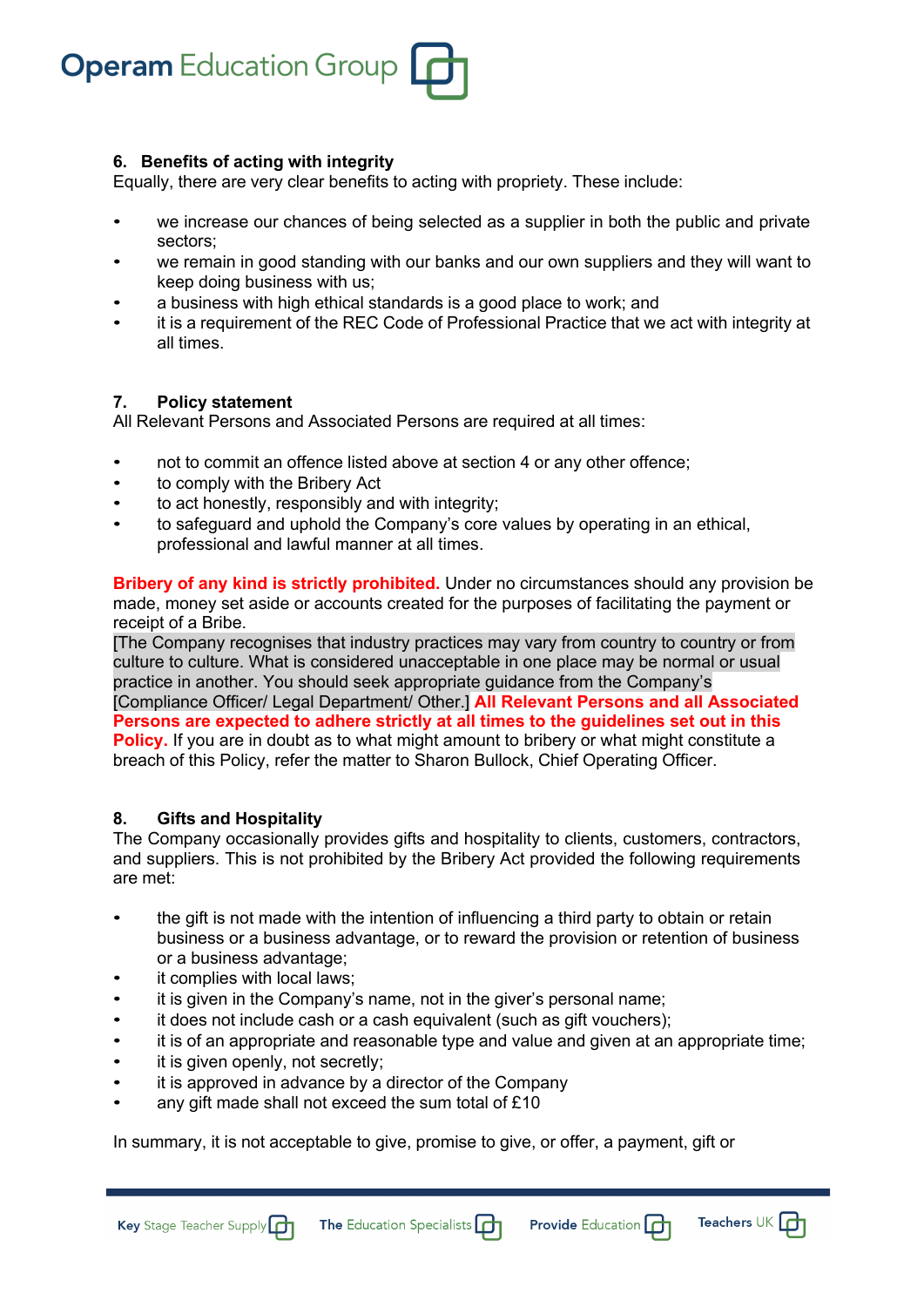## 6. Benefits of acting with integrity

Equally, there are very clear benefits to acting with propriety. These include:

- we increase our chances of being selected as a supplier in both the public and private sectors;
- we remain in good standing with our banks and our own suppliers and they will want to keep doing business with us;
- a business with high ethical standards is a good place to work; and
- it is a requirement of the REC Code of Professional Practice that we act with integrity at all times.

## 7. Policy statement

All Relevant Persons and Associated Persons are required at all times:

- not to commit an offence listed above at section 4 or any other offence;
- to comply with the Bribery Act
- to act honestly, responsibly and with integrity;
- to safeguard and uphold the Company's core values by operating in an ethical, professional and lawful manner at all times.

**Bribery of any kind is strictly prohibited.** Under no circumstances should any provision be made, money set aside or accounts created for the purposes of facilitating the payment or receipt of a Bribe.
[The Company recognises that industry practices may vary from country to country or from culture to culture. What is considered unacceptable in one place may be normal or usual practice in another. You should seek appropriate guidance from the Company's [Compliance Officer/ Legal Department/ Other.] **All Relevant Persons and all Associated Persons are expected to adhere strictly at all times to the guidelines set out in this Policy.** If you are in doubt as to what might amount to bribery or what might constitute a breach of this Policy, refer the matter to Sharon Bullock, Chief Operating Officer.

## 8. Gifts and Hospitality

The Company occasionally provides gifts and hospitality to clients, customers, contractors, and suppliers. This is not prohibited by the Bribery Act provided the following requirements are met:

- the gift is not made with the intention of influencing a third party to obtain or retain business or a business advantage, or to reward the provision or retention of business or a business advantage;
- it complies with local laws;
- it is given in the Company's name, not in the giver's personal name;
- it does not include cash or a cash equivalent (such as gift vouchers);
- it is of an appropriate and reasonable type and value and given at an appropriate time;
- it is given openly, not secretly;
- it is approved in advance by a director of the Company
- any gift made shall not exceed the sum total of £10

In summary, it is not acceptable to give, promise to give, or offer, a payment, gift or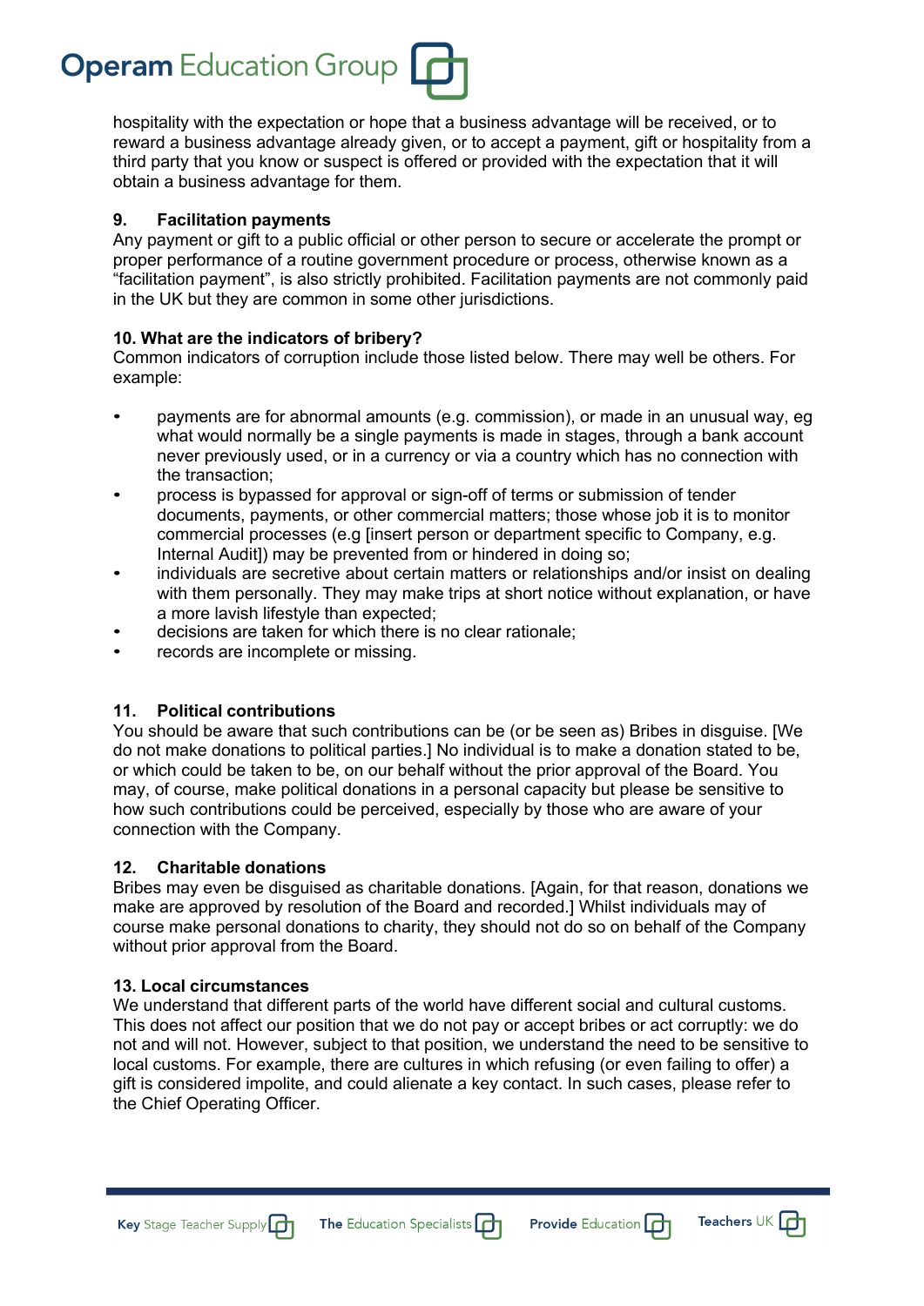hospitality with the expectation or hope that a business advantage will be received, or to reward a business advantage already given, or to accept a payment, gift or hospitality from a third party that you know or suspect is offered or provided with the expectation that it will obtain a business advantage for them.

### 9. Facilitation payments

Any payment or gift to a public official or other person to secure or accelerate the prompt or proper performance of a routine government procedure or process, otherwise known as a "facilitation payment", is also strictly prohibited. Facilitation payments are not commonly paid in the UK but they are common in some other jurisdictions.

### 10. What are the indicators of bribery?

Common indicators of corruption include those listed below. There may well be others. For example:

- payments are for abnormal amounts (e.g. commission), or made in an unusual way, eg what would normally be a single payments is made in stages, through a bank account never previously used, or in a currency or via a country which has no connection with the transaction;
- process is bypassed for approval or sign-off of terms or submission of tender documents, payments, or other commercial matters; those whose job it is to monitor commercial processes (e.g [insert person or department specific to Company, e.g. Internal Audit]) may be prevented from or hindered in doing so;
- individuals are secretive about certain matters or relationships and/or insist on dealing with them personally. They may make trips at short notice without explanation, or have a more lavish lifestyle than expected;
- decisions are taken for which there is no clear rationale;
- records are incomplete or missing.

### 11. Political contributions

You should be aware that such contributions can be (or be seen as) Bribes in disguise. [We do not make donations to political parties.] No individual is to make a donation stated to be, or which could be taken to be, on our behalf without the prior approval of the Board. You may, of course, make political donations in a personal capacity but please be sensitive to how such contributions could be perceived, especially by those who are aware of your connection with the Company.

### 12. Charitable donations

Bribes may even be disguised as charitable donations. [Again, for that reason, donations we make are approved by resolution of the Board and recorded.] Whilst individuals may of course make personal donations to charity, they should not do so on behalf of the Company without prior approval from the Board.

### 13. Local circumstances

We understand that different parts of the world have different social and cultural customs. This does not affect our position that we do not pay or accept bribes or act corruptly: we do not and will not. However, subject to that position, we understand the need to be sensitive to local customs. For example, there are cultures in which refusing (or even failing to offer) a gift is considered impolite, and could alienate a key contact. In such cases, please refer to the Chief Operating Officer.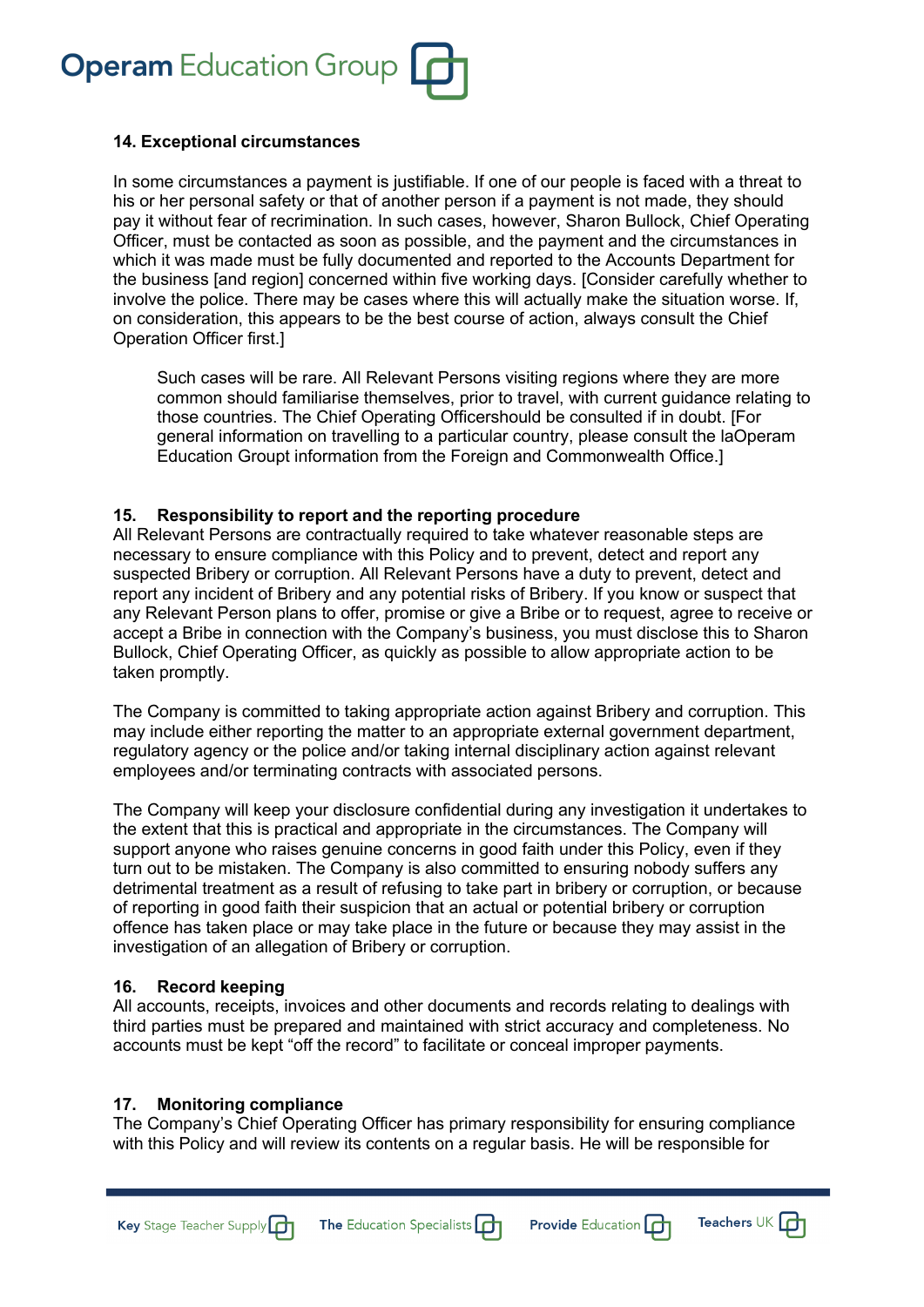## 14. Exceptional circumstances

In some circumstances a payment is justifiable. If one of our people is faced with a threat to his or her personal safety or that of another person if a payment is not made, they should pay it without fear of recrimination. In such cases, however, Sharon Bullock, Chief Operating Officer, must be contacted as soon as possible, and the payment and the circumstances in which it was made must be fully documented and reported to the Accounts Department for the business [and region] concerned within five working days. [Consider carefully whether to involve the police. There may be cases where this will actually make the situation worse. If, on consideration, this appears to be the best course of action, always consult the Chief Operation Officer first.]

> Such cases will be rare. All Relevant Persons visiting regions where they are more common should familiarise themselves, prior to travel, with current guidance relating to those countries. The Chief Operating Officershould be consulted if in doubt. [For general information on travelling to a particular country, please consult the laOperam Education Group information from the Foreign and Commonwealth Office.]

## 15. Responsibility to report and the reporting procedure

All Relevant Persons are contractually required to take whatever reasonable steps are necessary to ensure compliance with this Policy and to prevent, detect and report any suspected Bribery or corruption. All Relevant Persons have a duty to prevent, detect and report any incident of Bribery and any potential risks of Bribery. If you know or suspect that any Relevant Person plans to offer, promise or give a Bribe or to request, agree to receive or accept a Bribe in connection with the Company's business, you must disclose this to Sharon Bullock, Chief Operating Officer, as quickly as possible to allow appropriate action to be taken promptly.

The Company is committed to taking appropriate action against Bribery and corruption. This may include either reporting the matter to an appropriate external government department, regulatory agency or the police and/or taking internal disciplinary action against relevant employees and/or terminating contracts with associated persons.

The Company will keep your disclosure confidential during any investigation it undertakes to the extent that this is practical and appropriate in the circumstances. The Company will support anyone who raises genuine concerns in good faith under this Policy, even if they turn out to be mistaken. The Company is also committed to ensuring nobody suffers any detrimental treatment as a result of refusing to take part in bribery or corruption, or because of reporting in good faith their suspicion that an actual or potential bribery or corruption offence has taken place or may take place in the future or because they may assist in the investigation of an allegation of Bribery or corruption.

## 16. Record keeping

All accounts, receipts, invoices and other documents and records relating to dealings with third parties must be prepared and maintained with strict accuracy and completeness. No accounts must be kept "off the record" to facilitate or conceal improper payments.

## 17. Monitoring compliance

The Company's Chief Operating Officer has primary responsibility for ensuring compliance with this Policy and will review its contents on a regular basis. He will be responsible for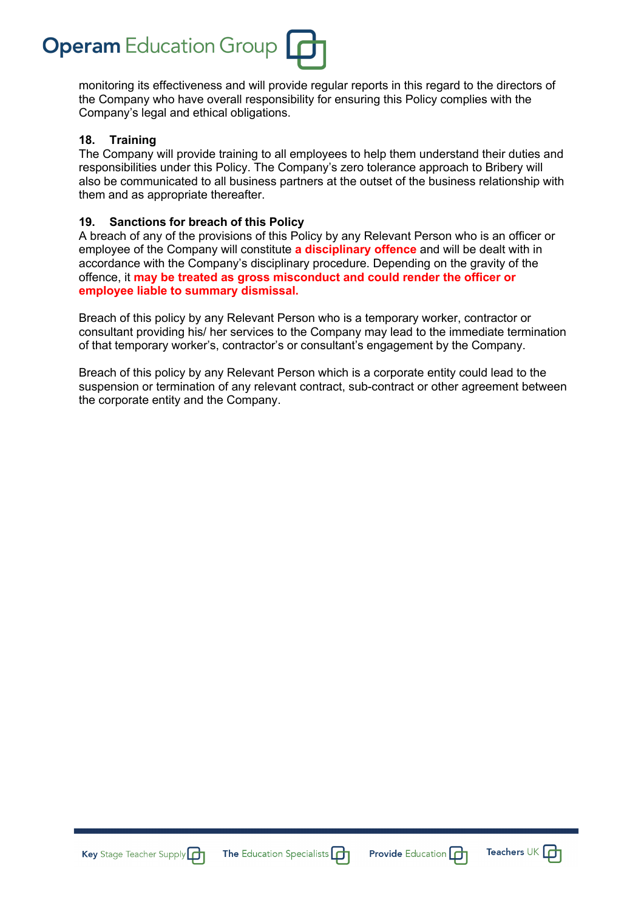monitoring its effectiveness and will provide regular reports in this regard to the directors of the Company who have overall responsibility for ensuring this Policy complies with the Company's legal and ethical obligations.

### 18. Training

The Company will provide training to all employees to help them understand their duties and responsibilities under this Policy. The Company's zero tolerance approach to Bribery will also be communicated to all business partners at the outset of the business relationship with them and as appropriate thereafter.

### 19. Sanctions for breach of this Policy

A breach of any of the provisions of this Policy by any Relevant Person who is an officer or employee of the Company will constitute **a disciplinary offence** and will be dealt with in accordance with the Company's disciplinary procedure. Depending on the gravity of the offence, it **may be treated as gross misconduct and could render the officer or employee liable to summary dismissal.**

Breach of this policy by any Relevant Person who is a temporary worker, contractor or consultant providing his/ her services to the Company may lead to the immediate termination of that temporary worker's, contractor's or consultant's engagement by the Company.

Breach of this policy by any Relevant Person which is a corporate entity could lead to the suspension or termination of any relevant contract, sub-contract or other agreement between the corporate entity and the Company.